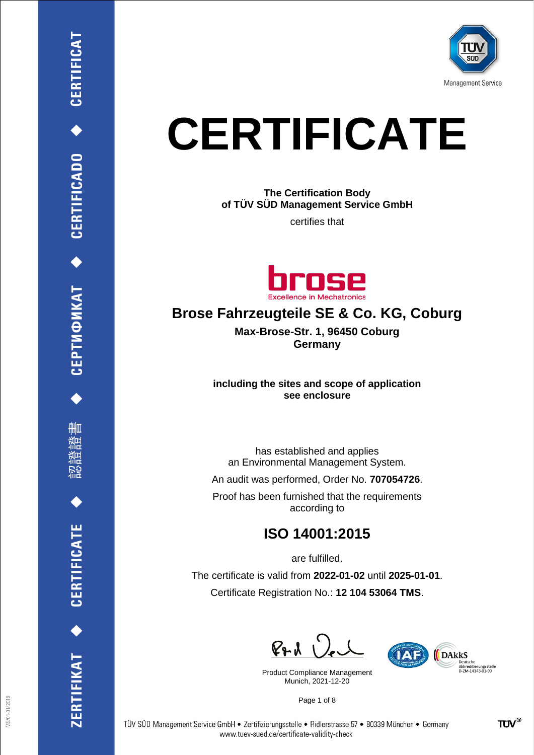# CERTIFICATE

**The Certification Body**
**of TÜV SÜD Management Service GmbH**

certifies that

## Brose Fahrzeugteile SE & Co. KG, Coburg

**Max-Brose-Str. 1, 96450 Coburg**
**Germany**

**including the sites and scope of application**
**see enclosure**

has established and applies
an Environmental Management System.

An audit was performed, Order No. **707054726**.

Proof has been furnished that the requirements
according to

## ISO 14001:2015

are fulfilled.

The certificate is valid from **2022-01-02** until **2025-01-01**.

Certificate Registration No.: **12 104 53064 TMS**.

Product Compliance Management
Munich, 2021-12-20

TÜV SÜD Management Service GmbH • Zertifizierungsstelle • Ridlerstrasse 57 • 80339 München • Germany
www.tuev-sued.de/certificate-validity-check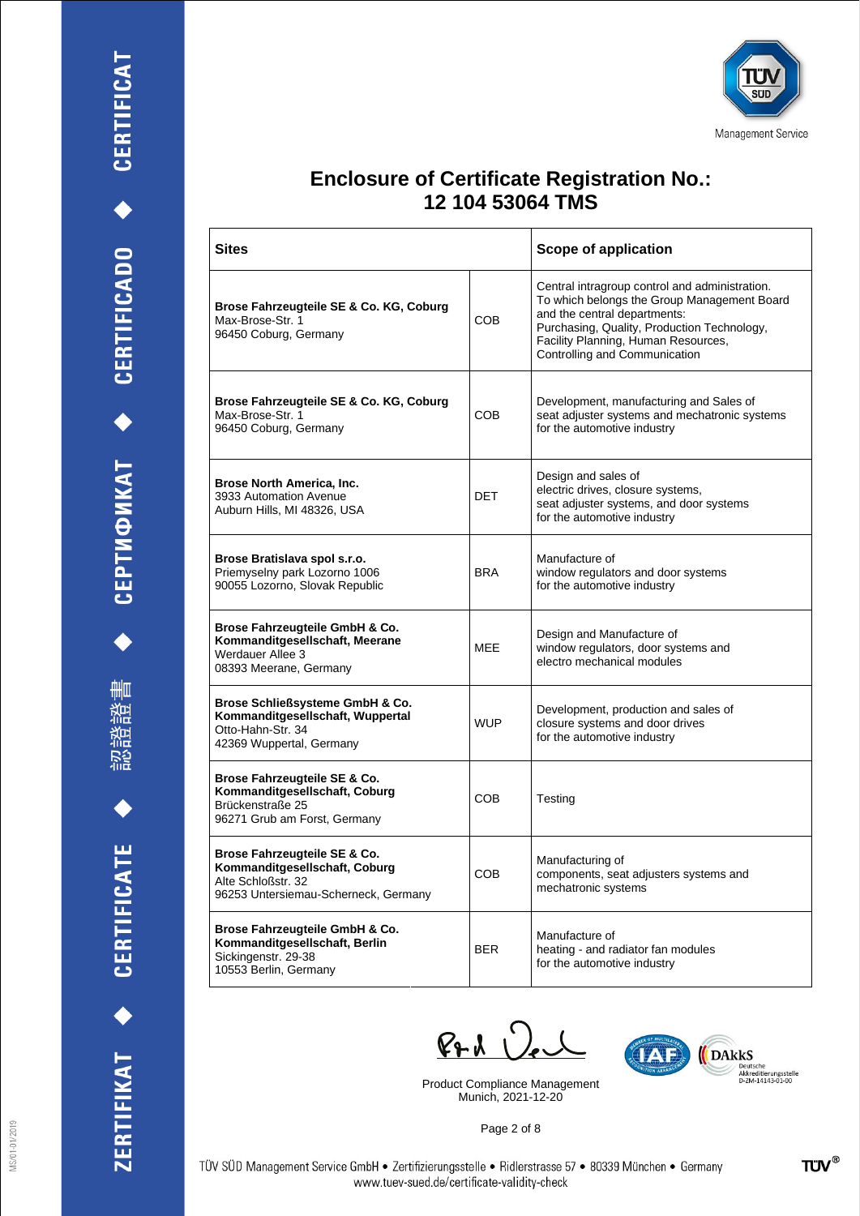# Enclosure of Certificate Registration No.: 12 104 53064 TMS

| Sites | | Scope of application |
|---|---|---|
| **Brose Fahrzeugteile SE & Co. KG, Coburg**<br>Max-Brose-Str. 1<br>96450 Coburg, Germany | COB | Central intragroup control and administration. To which belongs the Group Management Board and the central departments: Purchasing, Quality, Production Technology, Facility Planning, Human Resources, Controlling and Communication |
| **Brose Fahrzeugteile SE & Co. KG, Coburg**<br>Max-Brose-Str. 1<br>96450 Coburg, Germany | COB | Development, manufacturing and Sales of seat adjuster systems and mechatronic systems for the automotive industry |
| **Brose North America, Inc.**<br>3933 Automation Avenue<br>Auburn Hills, MI 48326, USA | DET | Design and sales of electric drives, closure systems, seat adjuster systems, and door systems for the automotive industry |
| **Brose Bratislava spol s.r.o.**<br>Priemyselny park Lozorno 1006<br>90055 Lozorno, Slovak Republic | BRA | Manufacture of window regulators and door systems for the automotive industry |
| **Brose Fahrzeugteile GmbH & Co. Kommanditgesellschaft, Meerane**<br>Werdauer Allee 3<br>08393 Meerane, Germany | MEE | Design and Manufacture of window regulators, door systems and electro mechanical modules |
| **Brose Schließsysteme GmbH & Co. Kommanditgesellschaft, Wuppertal**<br>Otto-Hahn-Str. 34<br>42369 Wuppertal, Germany | WUP | Development, production and sales of closure systems and door drives for the automotive industry |
| **Brose Fahrzeugteile SE & Co. Kommanditgesellschaft, Coburg**<br>Brückenstraße 25<br>96271 Grub am Forst, Germany | COB | Testing |
| **Brose Fahrzeugteile SE & Co. Kommanditgesellschaft, Coburg**<br>Alte Schloßstr. 32<br>96253 Untersiemau-Scherneck, Germany | COB | Manufacturing of components, seat adjusters systems and mechatronic systems |
| **Brose Fahrzeugteile GmbH & Co. Kommanditgesellschaft, Berlin**<br>Sickingenstr. 29-38<br>10553 Berlin, Germany | BER | Manufacture of heating - and radiator fan modules for the automotive industry |

Product Compliance Management
Munich, 2021-12-20

TÜV SÜD Management Service GmbH • Zertifizierungsstelle • Ridlerstrasse 57 • 80339 München • Germany
www.tuev-sued.de/certificate-validity-check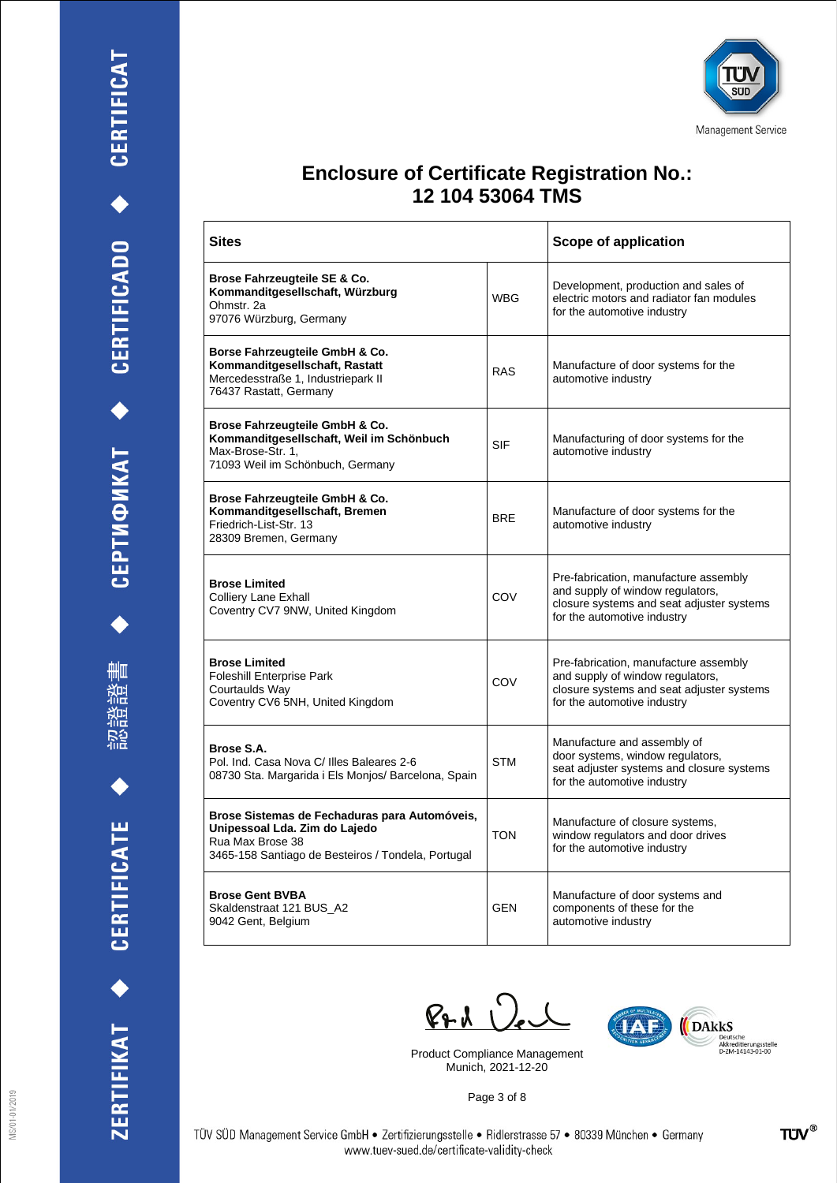Management Service

# Enclosure of Certificate Registration No.: 12 104 53064 TMS

| Sites | | Scope of application |
|---|---|---|
| **Brose Fahrzeugteile SE & Co. Kommanditgesellschaft, Würzburg**<br>Ohmstr. 2a<br>97076 Würzburg, Germany | WBG | Development, production and sales of electric motors and radiator fan modules for the automotive industry |
| **Borse Fahrzeugteile GmbH & Co. Kommanditgesellschaft, Rastatt**<br>Mercedesstraße 1, Industriepark II<br>76437 Rastatt, Germany | RAS | Manufacture of door systems for the automotive industry |
| **Brose Fahrzeugteile GmbH & Co. Kommanditgesellschaft, Weil im Schönbuch**<br>Max-Brose-Str. 1,<br>71093 Weil im Schönbuch, Germany | SIF | Manufacturing of door systems for the automotive industry |
| **Brose Fahrzeugteile GmbH & Co. Kommanditgesellschaft, Bremen**<br>Friedrich-List-Str. 13<br>28309 Bremen, Germany | BRE | Manufacture of door systems for the automotive industry |
| **Brose Limited**<br>Colliery Lane Exhall<br>Coventry CV7 9NW, United Kingdom | COV | Pre-fabrication, manufacture assembly and supply of window regulators, closure systems and seat adjuster systems for the automotive industry |
| **Brose Limited**<br>Foleshill Enterprise Park<br>Courtaulds Way<br>Coventry CV6 5NH, United Kingdom | COV | Pre-fabrication, manufacture assembly and supply of window regulators, closure systems and seat adjuster systems for the automotive industry |
| **Brose S.A.**<br>Pol. Ind. Casa Nova C/ Illes Baleares 2-6<br>08730 Sta. Margarida i Els Monjos/ Barcelona, Spain | STM | Manufacture and assembly of door systems, window regulators, seat adjuster systems and closure systems for the automotive industry |
| **Brose Sistemas de Fechaduras para Automóveis, Unipessoal Lda. Zim do Lajedo**<br>Rua Max Brose 38<br>3465-158 Santiago de Besteiros / Tondela, Portugal | TON | Manufacture of closure systems, window regulators and door drives for the automotive industry |
| **Brose Gent BVBA**<br>Skaldenstraat 121 BUS_A2<br>9042 Gent, Belgium | GEN | Manufacture of door systems and components of these for the automotive industry |

Product Compliance Management
Munich, 2021-12-20

DAkkS Deutsche Akkreditierungsstelle D-ZM-14143-01-00

TÜV SÜD Management Service GmbH • Zertifizierungsstelle • Ridlerstrasse 57 • 80339 München • Germany
www.tuev-sued.de/certificate-validity-check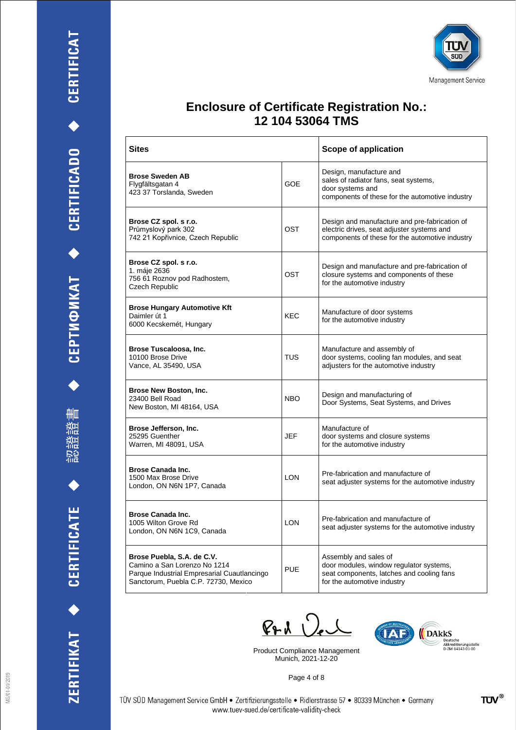# Enclosure of Certificate Registration No.: 12 104 53064 TMS

| Sites | | Scope of application |
|---|---|---|
| **Brose Sweden AB**<br>Flygfältsgatan 4<br>423 37 Torslanda, Sweden | GOE | Design, manufacture and sales of radiator fans, seat systems, door systems and components of these for the automotive industry |
| **Brose CZ spol. s r.o.**<br>Průmyslový park 302<br>742 21 Kopřivnice, Czech Republic | OST | Design and manufacture and pre-fabrication of electric drives, seat adjuster systems and components of these for the automotive industry |
| **Brose CZ spol. s r.o.**<br>1. máje 2636<br>756 61 Roznov pod Radhostem, Czech Republic | OST | Design and manufacture and pre-fabrication of closure systems and components of these for the automotive industry |
| **Brose Hungary Automotive Kft**<br>Daimler út 1<br>6000 Kecskemét, Hungary | KEC | Manufacture of door systems for the automotive industry |
| **Brose Tuscaloosa, Inc.**<br>10100 Brose Drive<br>Vance, AL 35490, USA | TUS | Manufacture and assembly of door systems, cooling fan modules, and seat adjusters for the automotive industry |
| **Brose New Boston, Inc.**<br>23400 Bell Road<br>New Boston, MI 48164, USA | NBO | Design and manufacturing of Door Systems, Seat Systems, and Drives |
| **Brose Jefferson, Inc.**<br>25295 Guenther<br>Warren, MI 48091, USA | JEF | Manufacture of door systems and closure systems for the automotive industry |
| **Brose Canada Inc.**<br>1500 Max Brose Drive<br>London, ON N6N 1P7, Canada | LON | Pre-fabrication and manufacture of seat adjuster systems for the automotive industry |
| **Brose Canada Inc.**<br>1005 Wilton Grove Rd<br>London, ON N6N 1C9, Canada | LON | Pre-fabrication and manufacture of seat adjuster systems for the automotive industry |
| **Brose Puebla, S.A. de C.V.**<br>Camino a San Lorenzo No 1214<br>Parque Industrial Empresarial Cuautlancingo<br>Sanctorum, Puebla C.P. 72730, Mexico | PUE | Assembly and sales of door modules, window regulator systems, seat components, latches and cooling fans for the automotive industry |

Product Compliance Management
Munich, 2021-12-20

TÜV SÜD Management Service GmbH • Zertifizierungsstelle • Ridlerstrasse 57 • 80339 München • Germany
www.tuev-sued.de/certificate-validity-check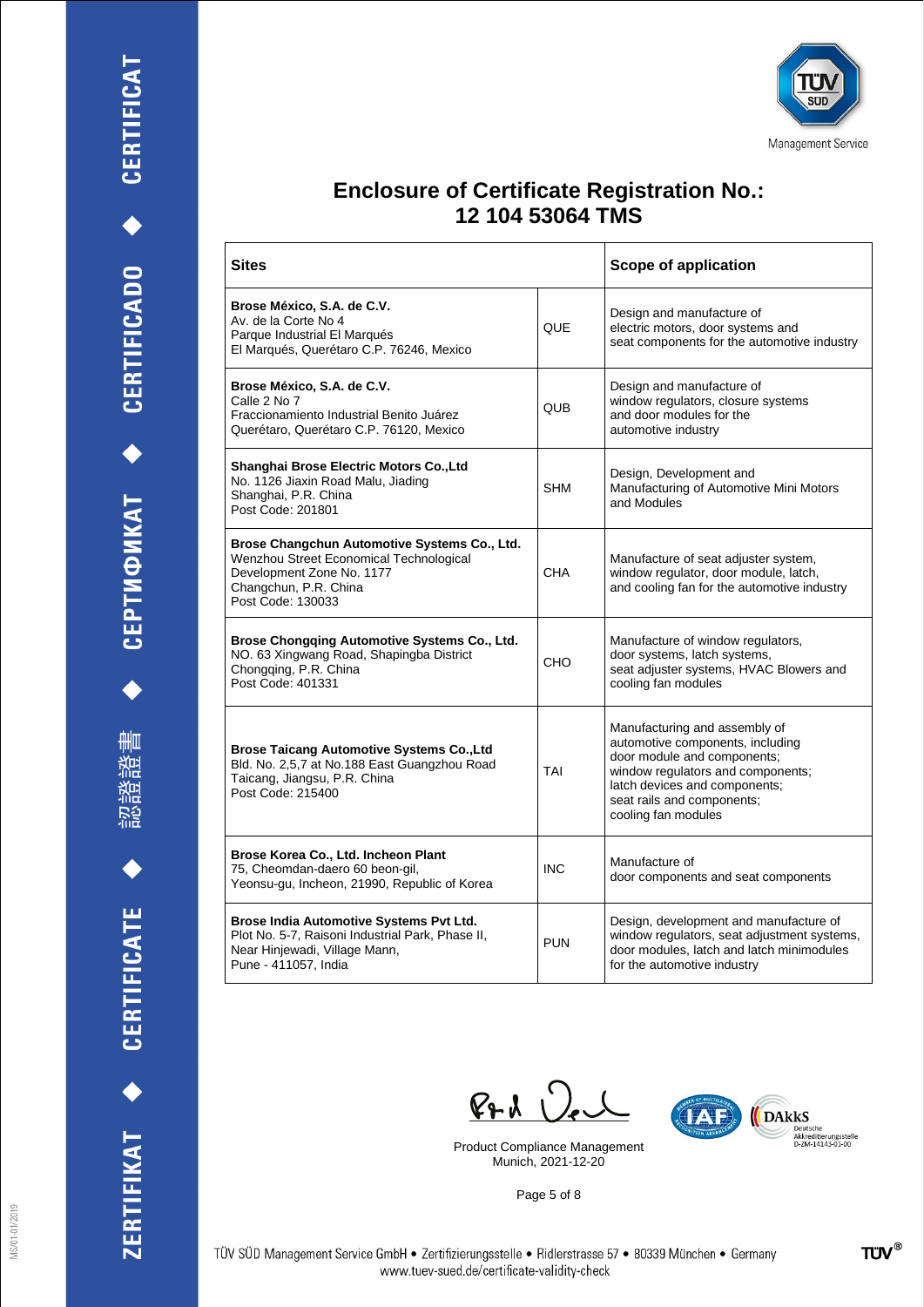# Enclosure of Certificate Registration No.: 12 104 53064 TMS

| Sites | | Scope of application |
|---|---|---|
| **Brose México, S.A. de C.V.**<br>Av. de la Corte No 4<br>Parque Industrial El Marqués<br>El Marqués, Querétaro C.P. 76246, Mexico | QUE | Design and manufacture of electric motors, door systems and seat components for the automotive industry |
| **Brose México, S.A. de C.V.**<br>Calle 2 No 7<br>Fraccionamiento Industrial Benito Juárez<br>Querétaro, Querétaro C.P. 76120, Mexico | QUB | Design and manufacture of window regulators, closure systems and door modules for the automotive industry |
| **Shanghai Brose Electric Motors Co.,Ltd**<br>No. 1126 Jiaxin Road Malu, Jiading<br>Shanghai, P.R. China<br>Post Code: 201801 | SHM | Design, Development and Manufacturing of Automotive Mini Motors and Modules |
| **Brose Changchun Automotive Systems Co., Ltd.**<br>Wenzhou Street Economical Technological Development Zone No. 1177<br>Changchun, P.R. China<br>Post Code: 130033 | CHA | Manufacture of seat adjuster system, window regulator, door module, latch, and cooling fan for the automotive industry |
| **Brose Chongqing Automotive Systems Co., Ltd.**<br>NO. 63 Xingwang Road, Shapingba District<br>Chongqing, P.R. China<br>Post Code: 401331 | CHO | Manufacture of window regulators, door systems, latch systems, seat adjuster systems, HVAC Blowers and cooling fan modules |
| **Brose Taicang Automotive Systems Co.,Ltd**<br>Bld. No. 2,5,7 at No.188 East Guangzhou Road<br>Taicang, Jiangsu, P.R. China<br>Post Code: 215400 | TAI | Manufacturing and assembly of automotive components, including door module and components; window regulators and components; latch devices and components; seat rails and components; cooling fan modules |
| **Brose Korea Co., Ltd. Incheon Plant**<br>75, Cheomdan-daero 60 beon-gil,<br>Yeonsu-gu, Incheon, 21990, Republic of Korea | INC | Manufacture of door components and seat components |
| **Brose India Automotive Systems Pvt Ltd.**<br>Plot No. 5-7, Raisoni Industrial Park, Phase II,<br>Near Hinjewadi, Village Mann,<br>Pune - 411057, India | PUN | Design, development and manufacture of window regulators, seat adjustment systems, door modules, latch and latch minimodules for the automotive industry |

Product Compliance Management
Munich, 2021-12-20

TÜV SÜD Management Service GmbH • Zertifizierungsstelle • Ridlerstrasse 57 • 80339 München • Germany
www.tuev-sued.de/certificate-validity-check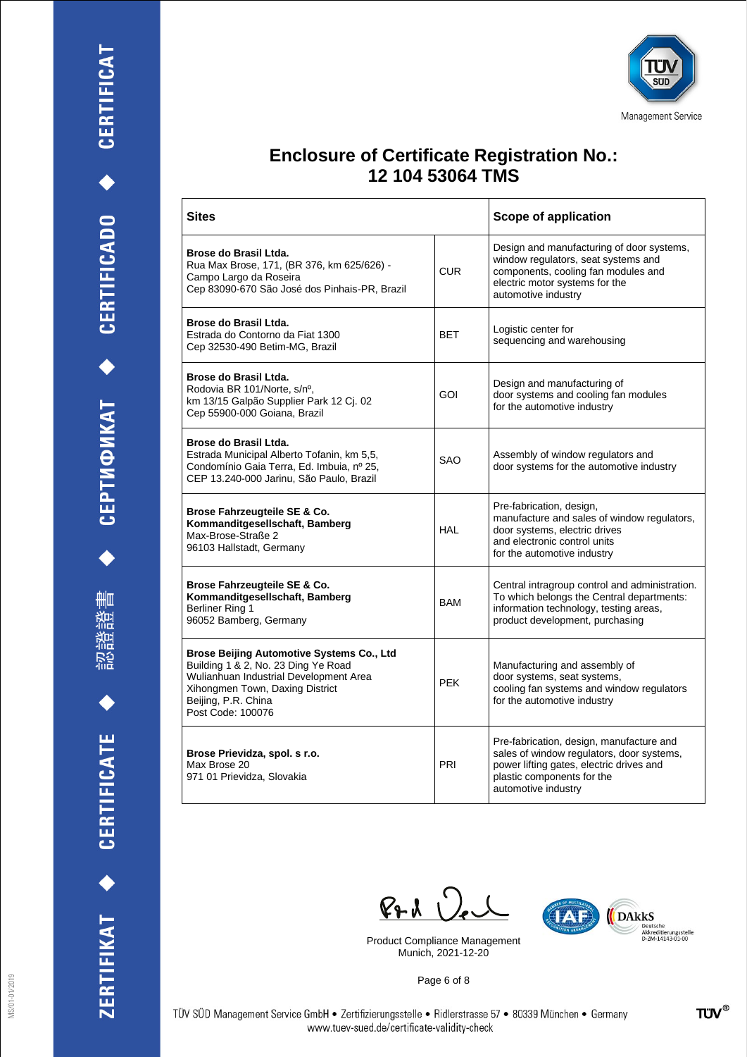# Enclosure of Certificate Registration No.: 12 104 53064 TMS

| Sites | | Scope of application |
|---|---|---|
| **Brose do Brasil Ltda.** Rua Max Brose, 171, (BR 376, km 625/626) - Campo Largo da Roseira Cep 83090-670 São José dos Pinhais-PR, Brazil | CUR | Design and manufacturing of door systems, window regulators, seat systems and components, cooling fan modules and electric motor systems for the automotive industry |
| **Brose do Brasil Ltda.** Estrada do Contorno da Fiat 1300 Cep 32530-490 Betim-MG, Brazil | BET | Logistic center for sequencing and warehousing |
| **Brose do Brasil Ltda.** Rodovia BR 101/Norte, s/nº, km 13/15 Galpão Supplier Park 12 Cj. 02 Cep 55900-000 Goiana, Brazil | GOI | Design and manufacturing of door systems and cooling fan modules for the automotive industry |
| **Brose do Brasil Ltda.** Estrada Municipal Alberto Tofanin, km 5,5, Condomínio Gaia Terra, Ed. Imbuia, nº 25, CEP 13.240-000 Jarinu, São Paulo, Brazil | SAO | Assembly of window regulators and door systems for the automotive industry |
| **Brose Fahrzeugteile SE & Co. Kommanditgesellschaft, Bamberg** Max-Brose-Straße 2 96103 Hallstadt, Germany | HAL | Pre-fabrication, design, manufacture and sales of window regulators, door systems, electric drives and electronic control units for the automotive industry |
| **Brose Fahrzeugteile SE & Co. Kommanditgesellschaft, Bamberg** Berliner Ring 1 96052 Bamberg, Germany | BAM | Central intragroup control and administration. To which belongs the Central departments: information technology, testing areas, product development, purchasing |
| **Brose Beijing Automotive Systems Co., Ltd** Building 1 & 2, No. 23 Ding Ye Road Wulianhuan Industrial Development Area Xihongmen Town, Daxing District Beijing, P.R. China Post Code: 100076 | PEK | Manufacturing and assembly of door systems, seat systems, cooling fan systems and window regulators for the automotive industry |
| **Brose Prievidza, spol. s r.o.** Max Brose 20 971 01 Prievidza, Slovakia | PRI | Pre-fabrication, design, manufacture and sales of window regulators, door systems, power lifting gates, electric drives and plastic components for the automotive industry |

Product Compliance Management
Munich, 2021-12-20

TÜV SÜD Management Service GmbH • Zertifizierungsstelle • Ridlerstrasse 57 • 80339 München • Germany
www.tuev-sued.de/certificate-validity-check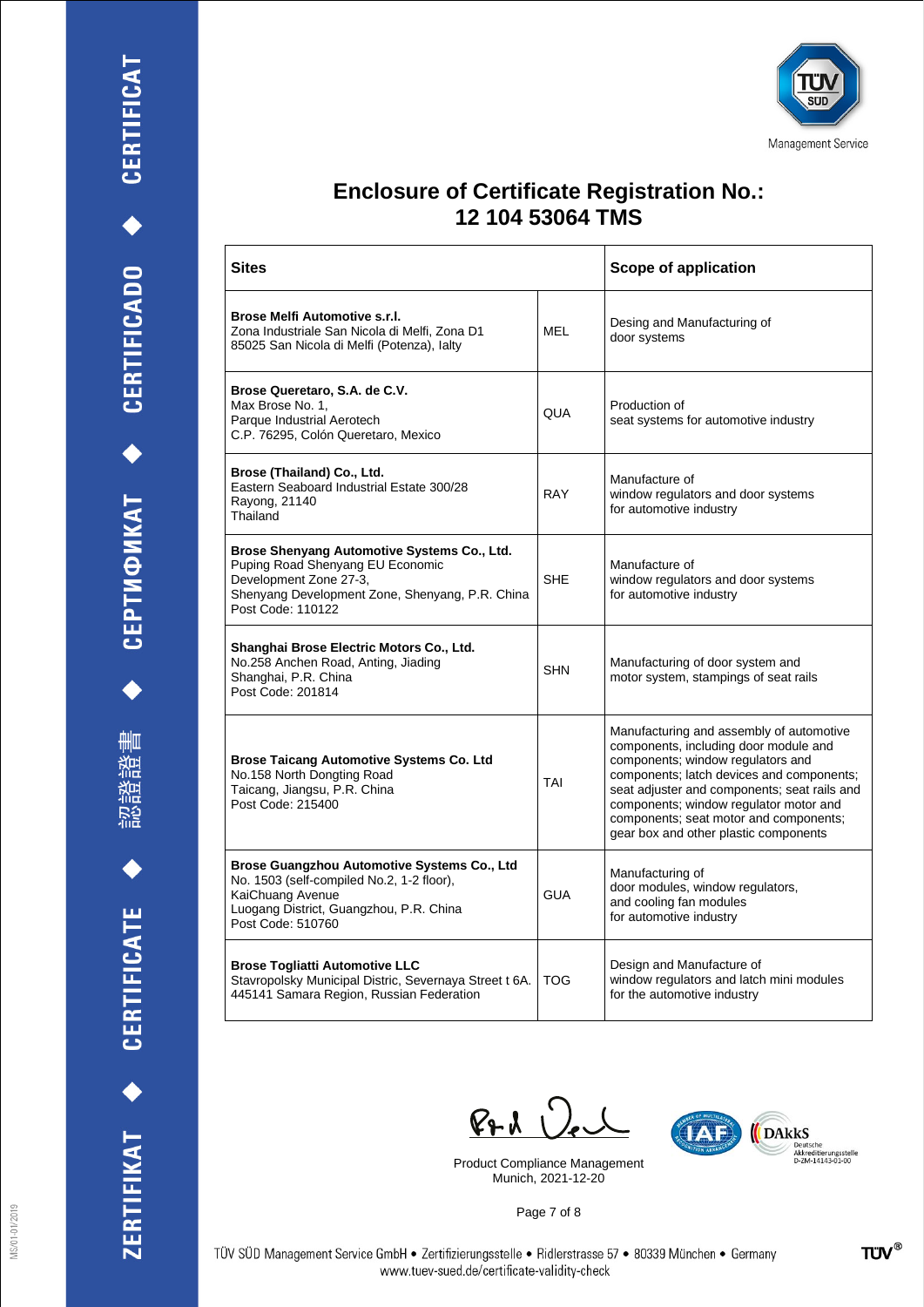# Enclosure of Certificate Registration No.: 12 104 53064 TMS

| Sites | | Scope of application |
|---|---|---|
| **Brose Melfi Automotive s.r.l.**<br>Zona Industriale San Nicola di Melfi, Zona D1<br>85025 San Nicola di Melfi (Potenza), Ialty | MEL | Desing and Manufacturing of door systems |
| **Brose Queretaro, S.A. de C.V.**<br>Max Brose No. 1,<br>Parque Industrial Aerotech<br>C.P. 76295, Colón Queretaro, Mexico | QUA | Production of seat systems for automotive industry |
| **Brose (Thailand) Co., Ltd.**<br>Eastern Seaboard Industrial Estate 300/28<br>Rayong, 21140<br>Thailand | RAY | Manufacture of window regulators and door systems for automotive industry |
| **Brose Shenyang Automotive Systems Co., Ltd.**<br>Puping Road Shenyang EU Economic Development Zone 27-3,<br>Shenyang Development Zone, Shenyang, P.R. China<br>Post Code: 110122 | SHE | Manufacture of window regulators and door systems for automotive industry |
| **Shanghai Brose Electric Motors Co., Ltd.**<br>No.258 Anchen Road, Anting, Jiading<br>Shanghai, P.R. China<br>Post Code: 201814 | SHN | Manufacturing of door system and motor system, stampings of seat rails |
| **Brose Taicang Automotive Systems Co. Ltd**<br>No.158 North Dongting Road<br>Taicang, Jiangsu, P.R. China<br>Post Code: 215400 | TAI | Manufacturing and assembly of automotive components, including door module and components; window regulators and components; latch devices and components; seat adjuster and components; seat rails and components; window regulator motor and components; seat motor and components; gear box and other plastic components |
| **Brose Guangzhou Automotive Systems Co., Ltd**<br>No. 1503 (self-compiled No.2, 1-2 floor),<br>KaiChuang Avenue<br>Luogang District, Guangzhou, P.R. China<br>Post Code: 510760 | GUA | Manufacturing of door modules, window regulators, and cooling fan modules for automotive industry |
| **Brose Togliatti Automotive LLC**<br>Stavropolsky Municipal Distric, Severnaya Street t 6A.<br>445141 Samara Region, Russian Federation | TOG | Design and Manufacture of window regulators and latch mini modules for the automotive industry |

Product Compliance Management
Munich, 2021-12-20

TÜV SÜD Management Service GmbH • Zertifizierungsstelle • Ridlerstrasse 57 • 80339 München • Germany
www.tuev-sued.de/certificate-validity-check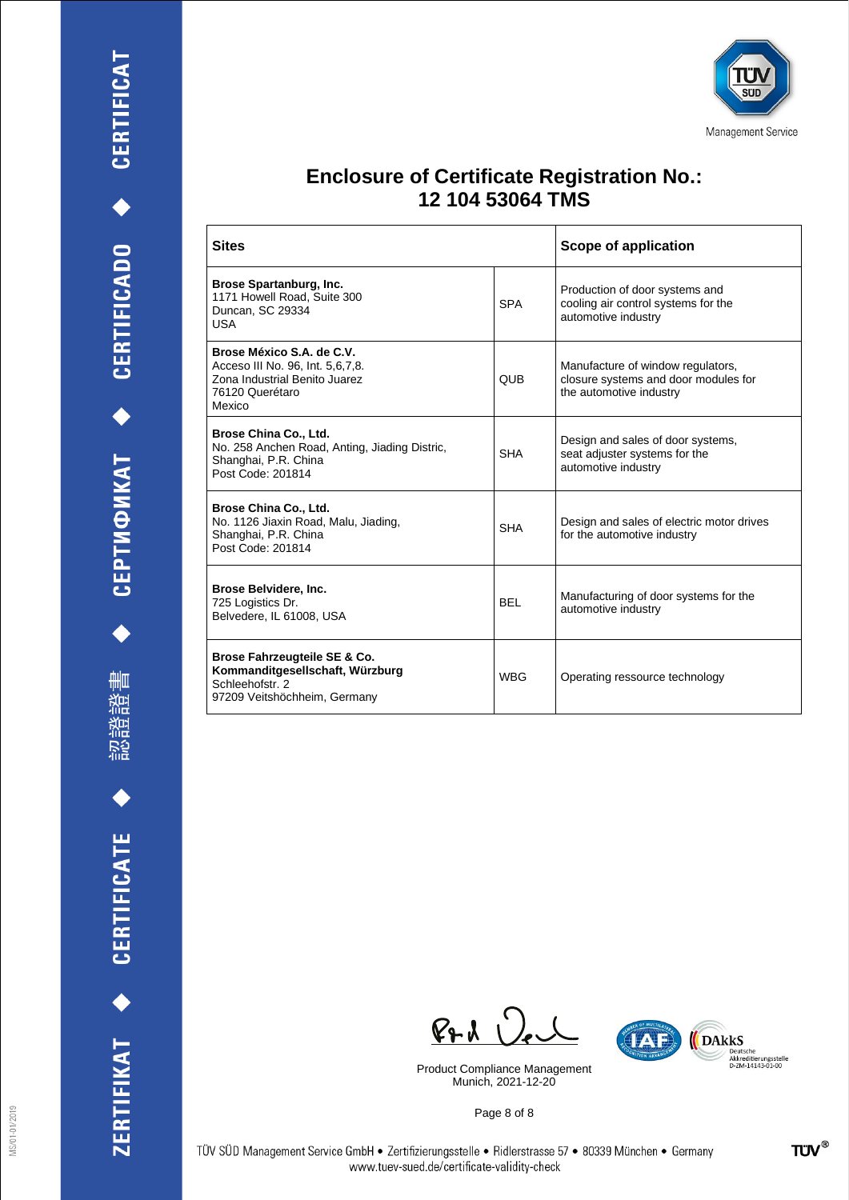# Enclosure of Certificate Registration No.: 12 104 53064 TMS

| Sites | | Scope of application |
|---|---|---|
| **Brose Spartanburg, Inc.**<br>1171 Howell Road, Suite 300<br>Duncan, SC 29334<br>USA | SPA | Production of door systems and cooling air control systems for the automotive industry |
| **Brose México S.A. de C.V.**<br>Acceso III No. 96, Int. 5,6,7,8.<br>Zona Industrial Benito Juarez<br>76120 Querétaro<br>Mexico | QUB | Manufacture of window regulators, closure systems and door modules for the automotive industry |
| **Brose China Co., Ltd.**<br>No. 258 Anchen Road, Anting, Jiading Distric,<br>Shanghai, P.R. China<br>Post Code: 201814 | SHA | Design and sales of door systems, seat adjuster systems for the automotive industry |
| **Brose China Co., Ltd.**<br>No. 1126 Jiaxin Road, Malu, Jiading,<br>Shanghai, P.R. China<br>Post Code: 201814 | SHA | Design and sales of electric motor drives for the automotive industry |
| **Brose Belvidere, Inc.**<br>725 Logistics Dr.<br>Belvedere, IL 61008, USA | BEL | Manufacturing of door systems for the automotive industry |
| **Brose Fahrzeugteile SE & Co. Kommanditgesellschaft, Würzburg**<br>Schleehofstr. 2<br>97209 Veitshöchheim, Germany | WBG | Operating ressource technology |

Product Compliance Management
Munich, 2021-12-20

TÜV SÜD Management Service GmbH • Zertifizierungsstelle • Ridlerstrasse 57 • 80339 München • Germany
www.tuev-sued.de/certificate-validity-check